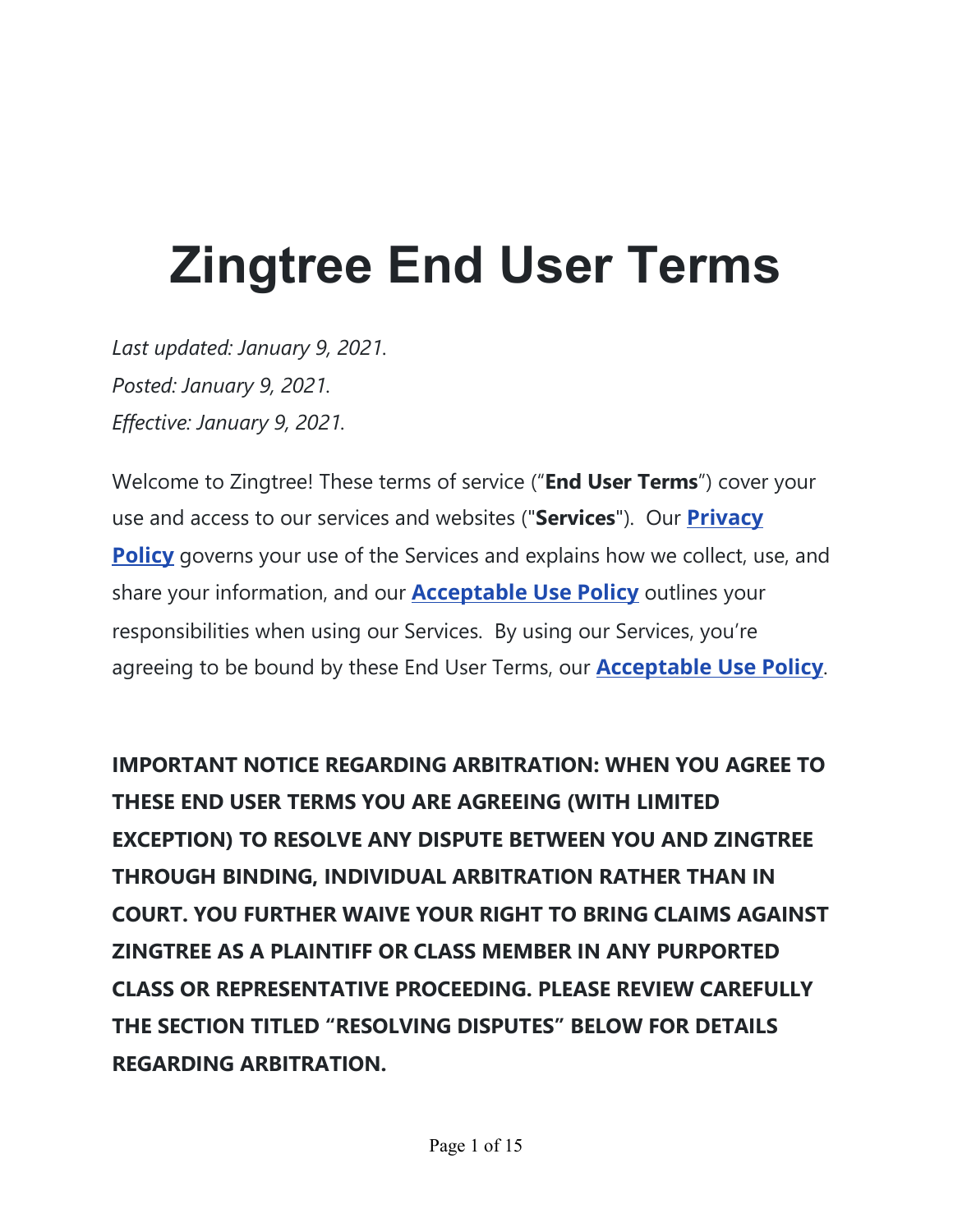# Zingtree End User Terms

*Last updated: January 9, 2021.*

*Posted: January 9, 2021.*

*Effective: January 9, 2021.*

Welcome to Zingtree! These terms of service ("**End User Terms**") cover your use and access to our services and websites ("**Services**"). Our **Privacy Policy** governs your use of the Services and explains how we collect, use, and share your information, and our **Acceptable Use Policy** outlines your responsibilities when using our Services. By using our Services, you're agreeing to be bound by these End User Terms, our **Acceptable Use Policy**.

**IMPORTANT NOTICE REGARDING ARBITRATION: WHEN YOU AGREE TO THESE END USER TERMS YOU ARE AGREEING (WITH LIMITED EXCEPTION) TO RESOLVE ANY DISPUTE BETWEEN YOU AND ZINGTREE THROUGH BINDING, INDIVIDUAL ARBITRATION RATHER THAN IN COURT. YOU FURTHER WAIVE YOUR RIGHT TO BRING CLAIMS AGAINST ZINGTREE AS A PLAINTIFF OR CLASS MEMBER IN ANY PURPORTED CLASS OR REPRESENTATIVE PROCEEDING. PLEASE REVIEW CAREFULLY THE SECTION TITLED "RESOLVING DISPUTES" BELOW FOR DETAILS REGARDING ARBITRATION.**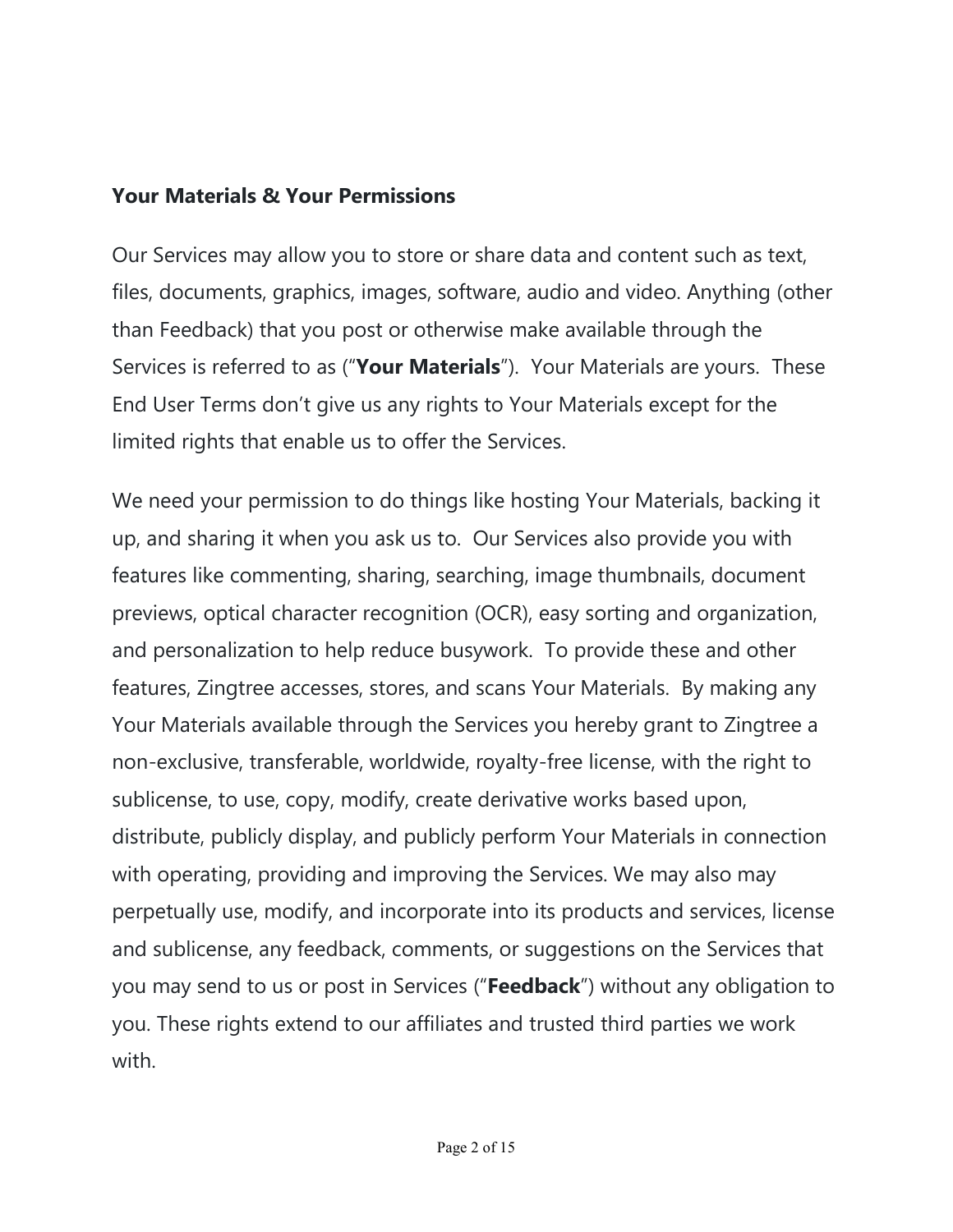## Your Materials & Your Permissions

Our Services may allow you to store or share data and content such as text, files, documents, graphics, images, software, audio and video. Anything (other than Feedback) that you post or otherwise make available through the Services is referred to as ("**Your Materials**"). Your Materials are yours. These End User Terms don't give us any rights to Your Materials except for the limited rights that enable us to offer the Services.

We need your permission to do things like hosting Your Materials, backing it up, and sharing it when you ask us to. Our Services also provide you with features like commenting, sharing, searching, image thumbnails, document previews, optical character recognition (OCR), easy sorting and organization, and personalization to help reduce busywork. To provide these and other features, Zingtree accesses, stores, and scans Your Materials. By making any Your Materials available through the Services you hereby grant to Zingtree a non-exclusive, transferable, worldwide, royalty-free license, with the right to sublicense, to use, copy, modify, create derivative works based upon, distribute, publicly display, and publicly perform Your Materials in connection with operating, providing and improving the Services. We may also may perpetually use, modify, and incorporate into its products and services, license and sublicense, any feedback, comments, or suggestions on the Services that you may send to us or post in Services ("**Feedback**") without any obligation to you. These rights extend to our affiliates and trusted third parties we work with.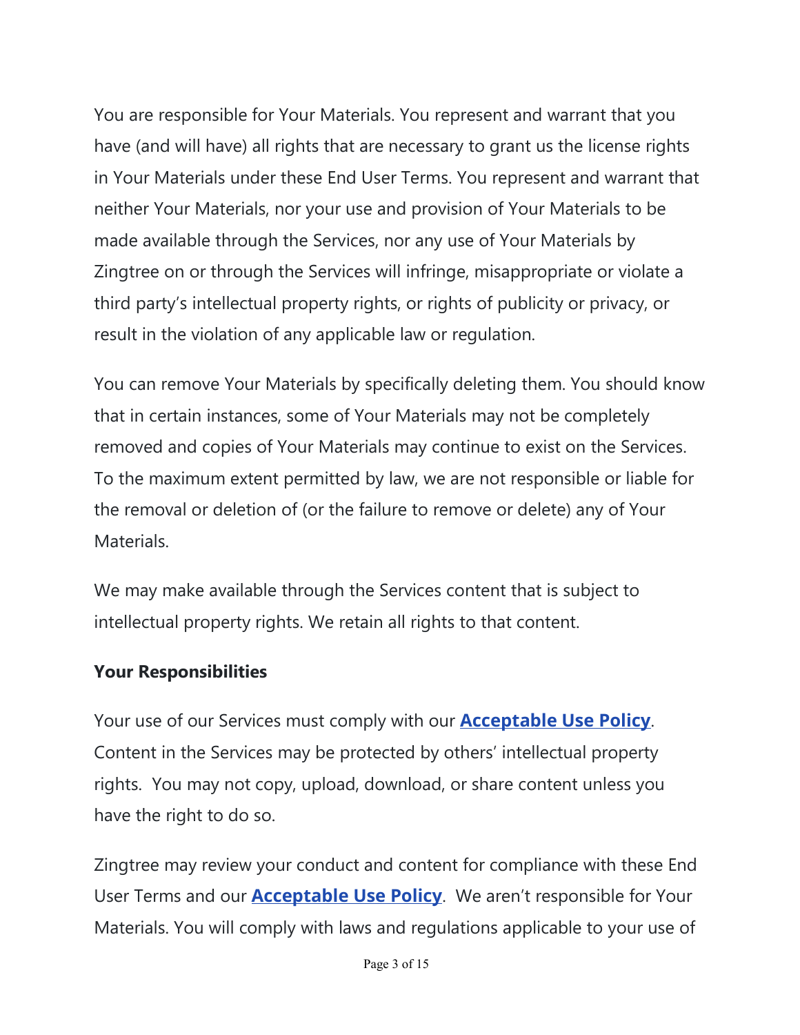You are responsible for Your Materials. You represent and warrant that you have (and will have) all rights that are necessary to grant us the license rights in Your Materials under these End User Terms. You represent and warrant that neither Your Materials, nor your use and provision of Your Materials to be made available through the Services, nor any use of Your Materials by Zingtree on or through the Services will infringe, misappropriate or violate a third party's intellectual property rights, or rights of publicity or privacy, or result in the violation of any applicable law or regulation.

You can remove Your Materials by specifically deleting them. You should know that in certain instances, some of Your Materials may not be completely removed and copies of Your Materials may continue to exist on the Services. To the maximum extent permitted by law, we are not responsible or liable for the removal or deletion of (or the failure to remove or delete) any of Your Materials.

We may make available through the Services content that is subject to intellectual property rights. We retain all rights to that content.

**Your Responsibilities**

Your use of our Services must comply with our **Acceptable Use Policy**. Content in the Services may be protected by others' intellectual property rights. You may not copy, upload, download, or share content unless you have the right to do so.

Zingtree may review your conduct and content for compliance with these End User Terms and our **Acceptable Use Policy**. We aren't responsible for Your Materials. You will comply with laws and regulations applicable to your use of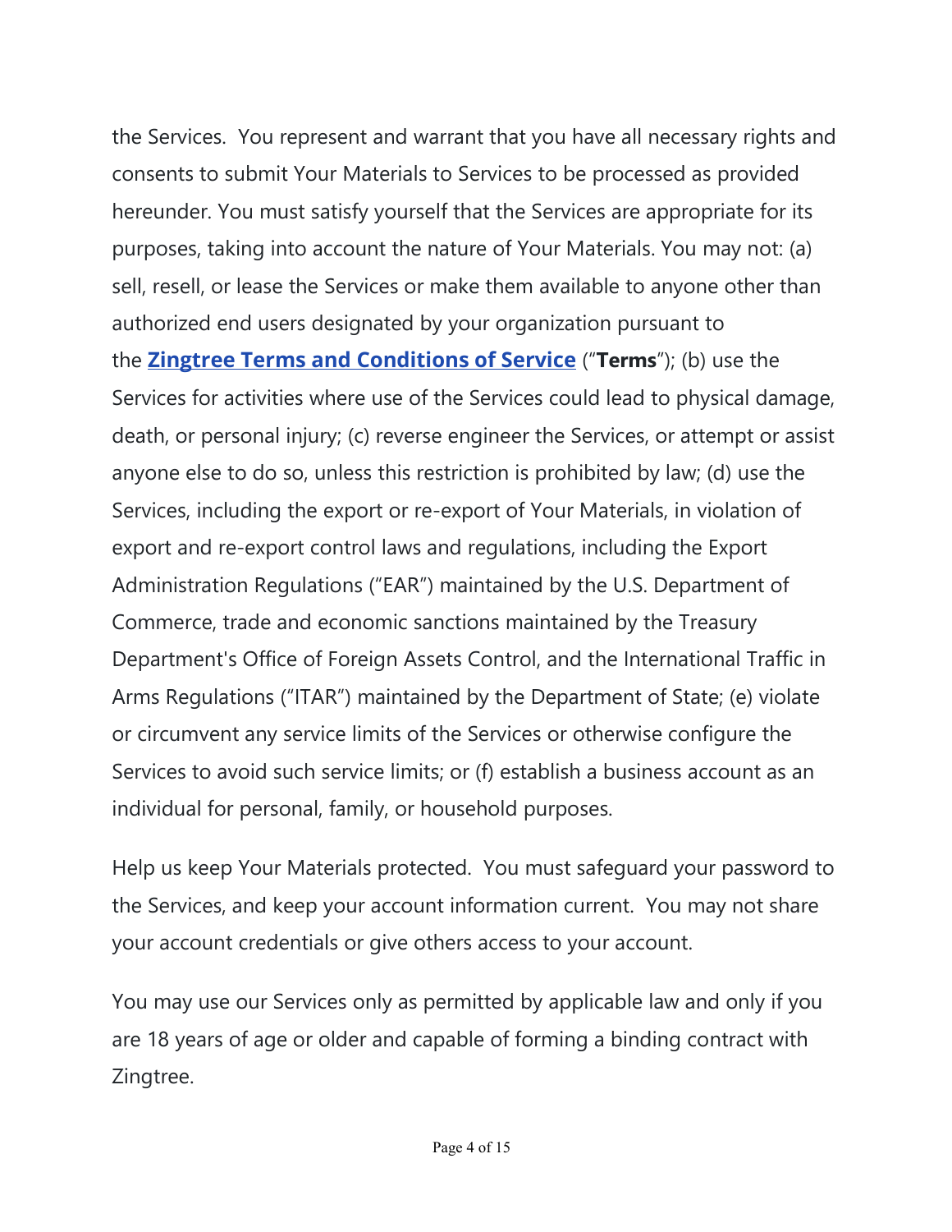the Services. You represent and warrant that you have all necessary rights and consents to submit Your Materials to Services to be processed as provided hereunder. You must satisfy yourself that the Services are appropriate for its purposes, taking into account the nature of Your Materials. You may not: (a) sell, resell, or lease the Services or make them available to anyone other than authorized end users designated by your organization pursuant to the **Zingtree Terms and Conditions of Service** ("**Terms**"); (b) use the Services for activities where use of the Services could lead to physical damage, death, or personal injury; (c) reverse engineer the Services, or attempt or assist anyone else to do so, unless this restriction is prohibited by law; (d) use the Services, including the export or re-export of Your Materials, in violation of export and re-export control laws and regulations, including the Export Administration Regulations ("EAR") maintained by the U.S. Department of Commerce, trade and economic sanctions maintained by the Treasury Department's Office of Foreign Assets Control, and the International Traffic in Arms Regulations ("ITAR") maintained by the Department of State; (e) violate or circumvent any service limits of the Services or otherwise configure the Services to avoid such service limits; or (f) establish a business account as an individual for personal, family, or household purposes.

Help us keep Your Materials protected. You must safeguard your password to the Services, and keep your account information current. You may not share your account credentials or give others access to your account.

You may use our Services only as permitted by applicable law and only if you are 18 years of age or older and capable of forming a binding contract with Zingtree.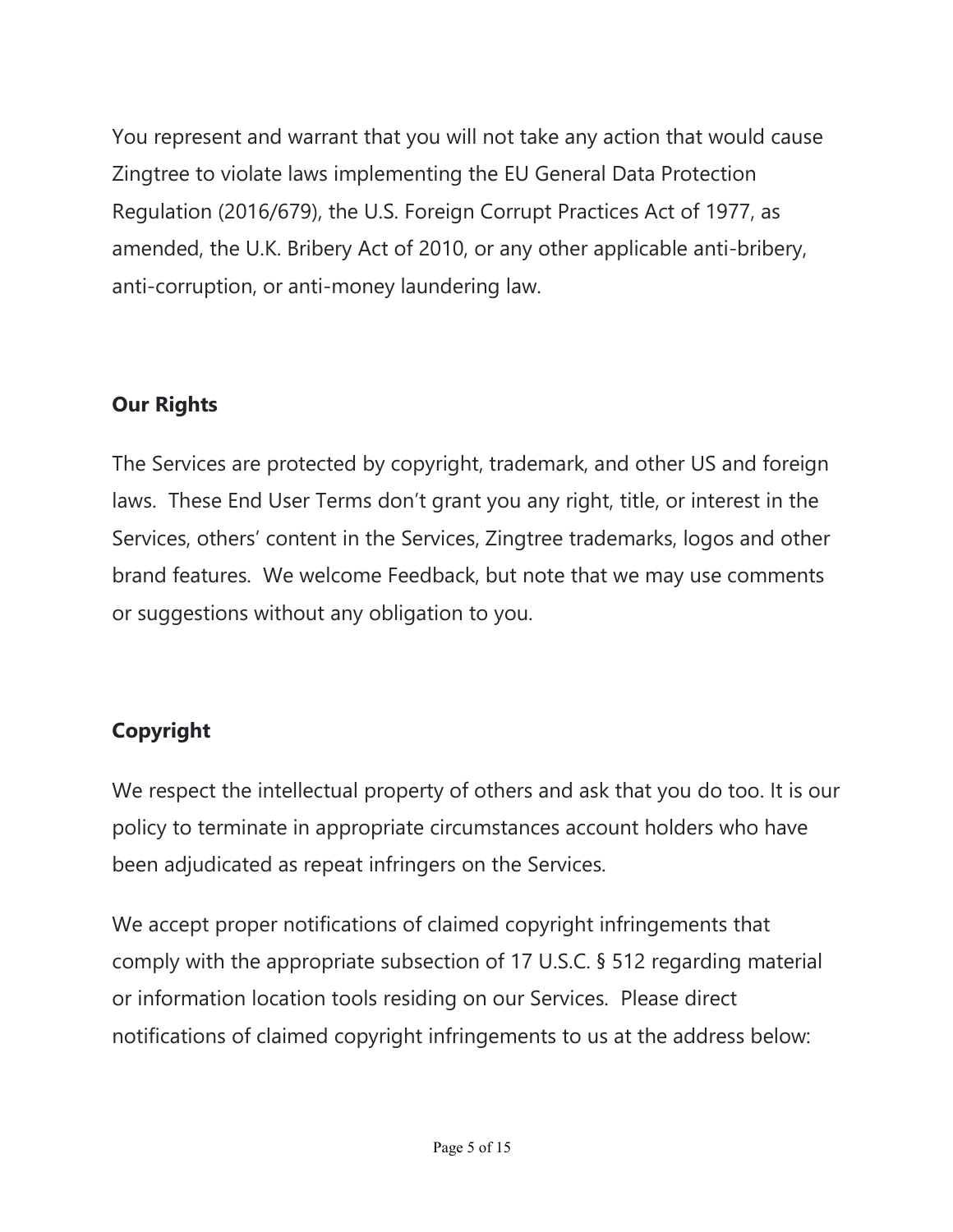You represent and warrant that you will not take any action that would cause Zingtree to violate laws implementing the EU General Data Protection Regulation (2016/679), the U.S. Foreign Corrupt Practices Act of 1977, as amended, the U.K. Bribery Act of 2010, or any other applicable anti-bribery, anti-corruption, or anti-money laundering law.

**Our Rights**

The Services are protected by copyright, trademark, and other US and foreign laws. These End User Terms don't grant you any right, title, or interest in the Services, others' content in the Services, Zingtree trademarks, logos and other brand features. We welcome Feedback, but note that we may use comments or suggestions without any obligation to you.

**Copyright**

We respect the intellectual property of others and ask that you do too. It is our policy to terminate in appropriate circumstances account holders who have been adjudicated as repeat infringers on the Services.

We accept proper notifications of claimed copyright infringements that comply with the appropriate subsection of 17 U.S.C. § 512 regarding material or information location tools residing on our Services. Please direct notifications of claimed copyright infringements to us at the address below: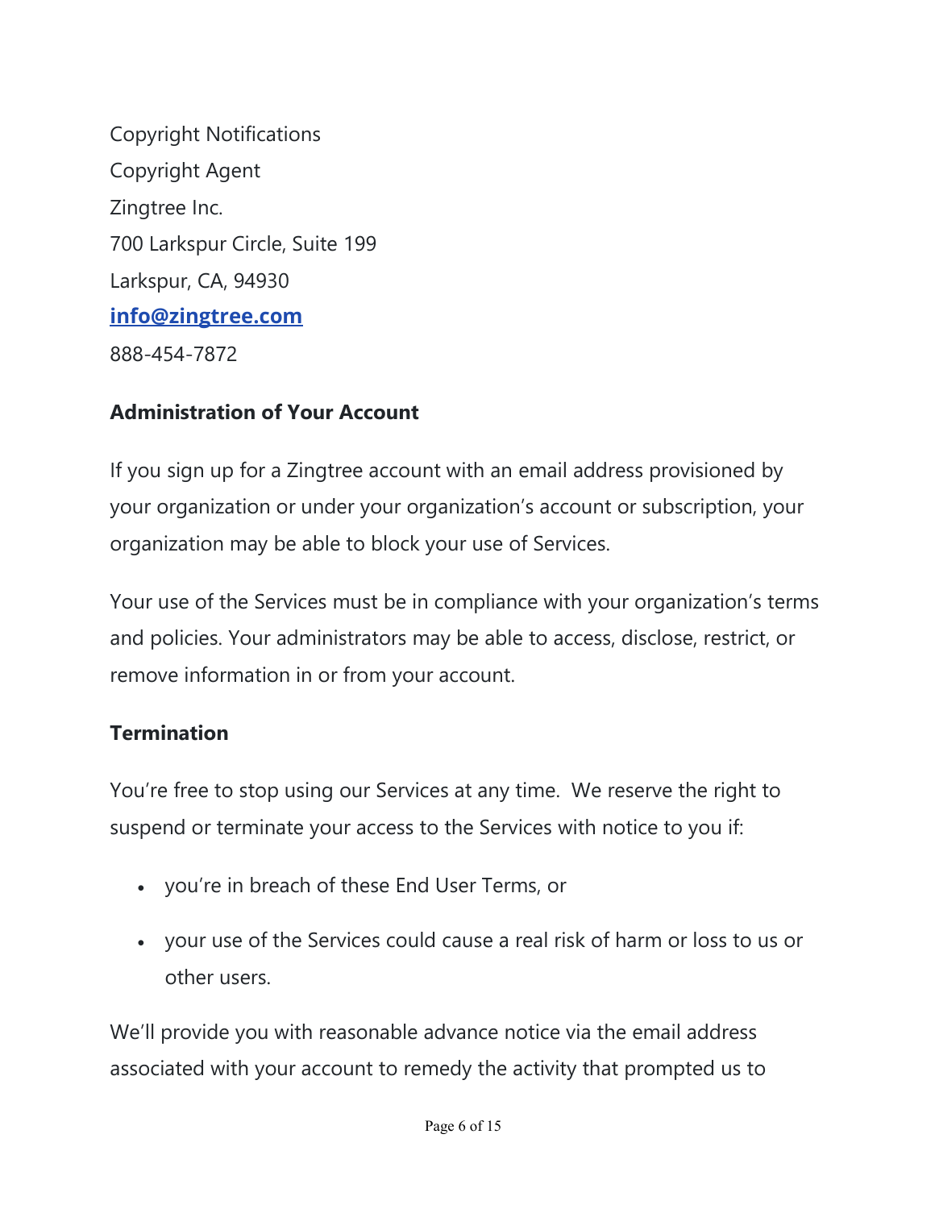Copyright Notifications
Copyright Agent
Zingtree Inc.
700 Larkspur Circle, Suite 199
Larkspur, CA, 94930
**info@zingtree.com**
888-454-7872

**Administration of Your Account**

If you sign up for a Zingtree account with an email address provisioned by your organization or under your organization's account or subscription, your organization may be able to block your use of Services.

Your use of the Services must be in compliance with your organization's terms and policies. Your administrators may be able to access, disclose, restrict, or remove information in or from your account.

**Termination**

You're free to stop using our Services at any time. We reserve the right to suspend or terminate your access to the Services with notice to you if:

- you're in breach of these End User Terms, or
- your use of the Services could cause a real risk of harm or loss to us or other users.

We'll provide you with reasonable advance notice via the email address associated with your account to remedy the activity that prompted us to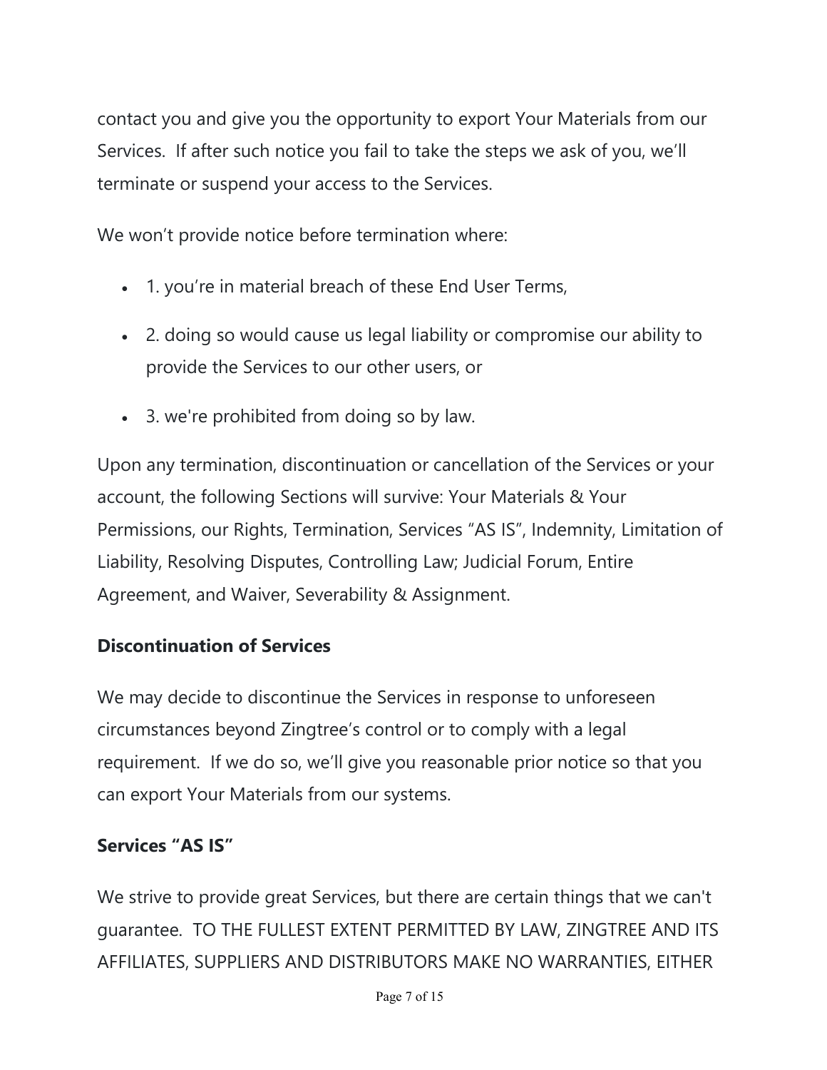contact you and give you the opportunity to export Your Materials from our Services.  If after such notice you fail to take the steps we ask of you, we'll terminate or suspend your access to the Services.

We won't provide notice before termination where:

- 1. you're in material breach of these End User Terms,
- 2. doing so would cause us legal liability or compromise our ability to provide the Services to our other users, or
- 3. we're prohibited from doing so by law.

Upon any termination, discontinuation or cancellation of the Services or your account, the following Sections will survive: Your Materials & Your Permissions, our Rights, Termination, Services "AS IS", Indemnity, Limitation of Liability, Resolving Disputes, Controlling Law; Judicial Forum, Entire Agreement, and Waiver, Severability & Assignment.

**Discontinuation of Services**

We may decide to discontinue the Services in response to unforeseen circumstances beyond Zingtree's control or to comply with a legal requirement.  If we do so, we'll give you reasonable prior notice so that you can export Your Materials from our systems.

**Services "AS IS"**

We strive to provide great Services, but there are certain things that we can't guarantee.  TO THE FULLEST EXTENT PERMITTED BY LAW, ZINGTREE AND ITS AFFILIATES, SUPPLIERS AND DISTRIBUTORS MAKE NO WARRANTIES, EITHER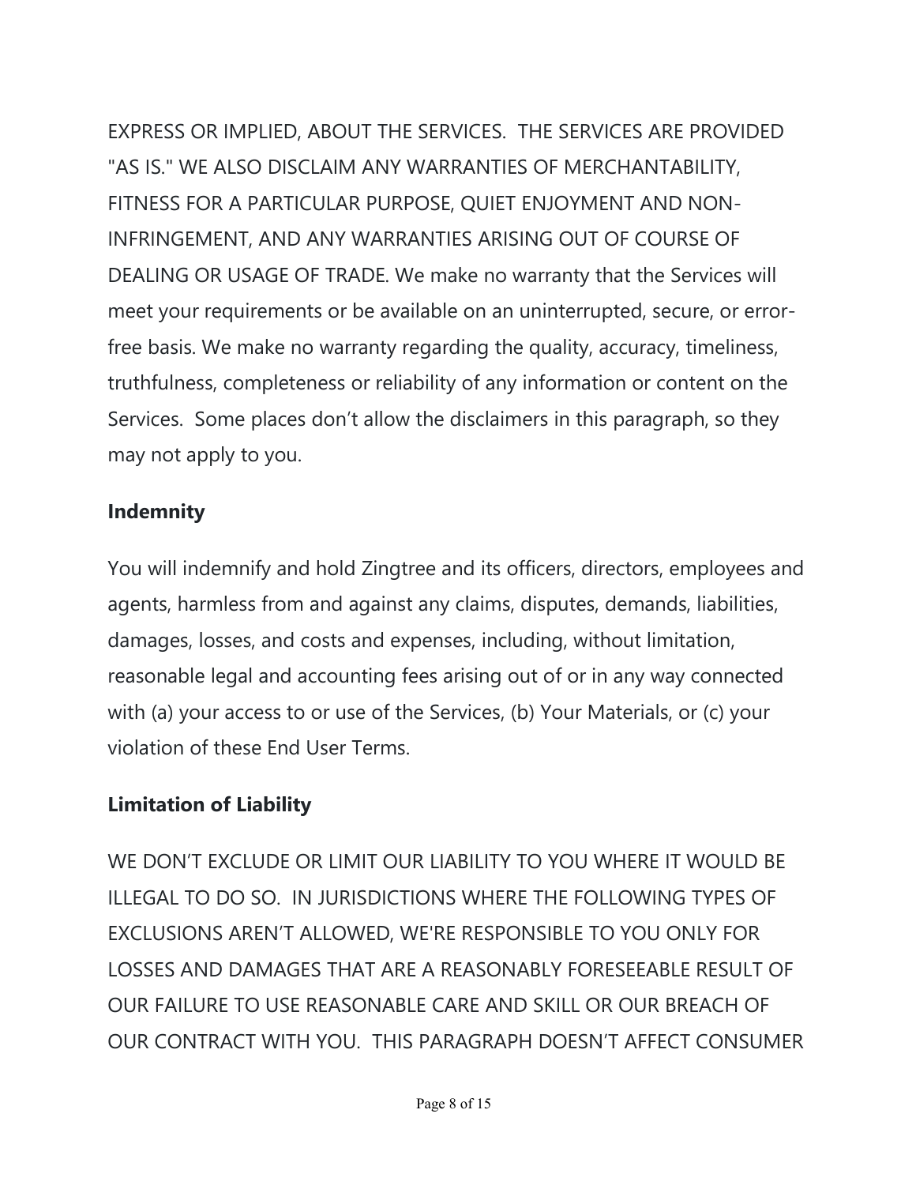EXPRESS OR IMPLIED, ABOUT THE SERVICES.  THE SERVICES ARE PROVIDED "AS IS." WE ALSO DISCLAIM ANY WARRANTIES OF MERCHANTABILITY, FITNESS FOR A PARTICULAR PURPOSE, QUIET ENJOYMENT AND NON-INFRINGEMENT, AND ANY WARRANTIES ARISING OUT OF COURSE OF DEALING OR USAGE OF TRADE. We make no warranty that the Services will meet your requirements or be available on an uninterrupted, secure, or error-free basis. We make no warranty regarding the quality, accuracy, timeliness, truthfulness, completeness or reliability of any information or content on the Services.  Some places don't allow the disclaimers in this paragraph, so they may not apply to you.

**Indemnity**

You will indemnify and hold Zingtree and its officers, directors, employees and agents, harmless from and against any claims, disputes, demands, liabilities, damages, losses, and costs and expenses, including, without limitation, reasonable legal and accounting fees arising out of or in any way connected with (a) your access to or use of the Services, (b) Your Materials, or (c) your violation of these End User Terms.

**Limitation of Liability**

WE DON'T EXCLUDE OR LIMIT OUR LIABILITY TO YOU WHERE IT WOULD BE ILLEGAL TO DO SO.  IN JURISDICTIONS WHERE THE FOLLOWING TYPES OF EXCLUSIONS AREN'T ALLOWED, WE'RE RESPONSIBLE TO YOU ONLY FOR LOSSES AND DAMAGES THAT ARE A REASONABLY FORESEEABLE RESULT OF OUR FAILURE TO USE REASONABLE CARE AND SKILL OR OUR BREACH OF OUR CONTRACT WITH YOU.  THIS PARAGRAPH DOESN'T AFFECT CONSUMER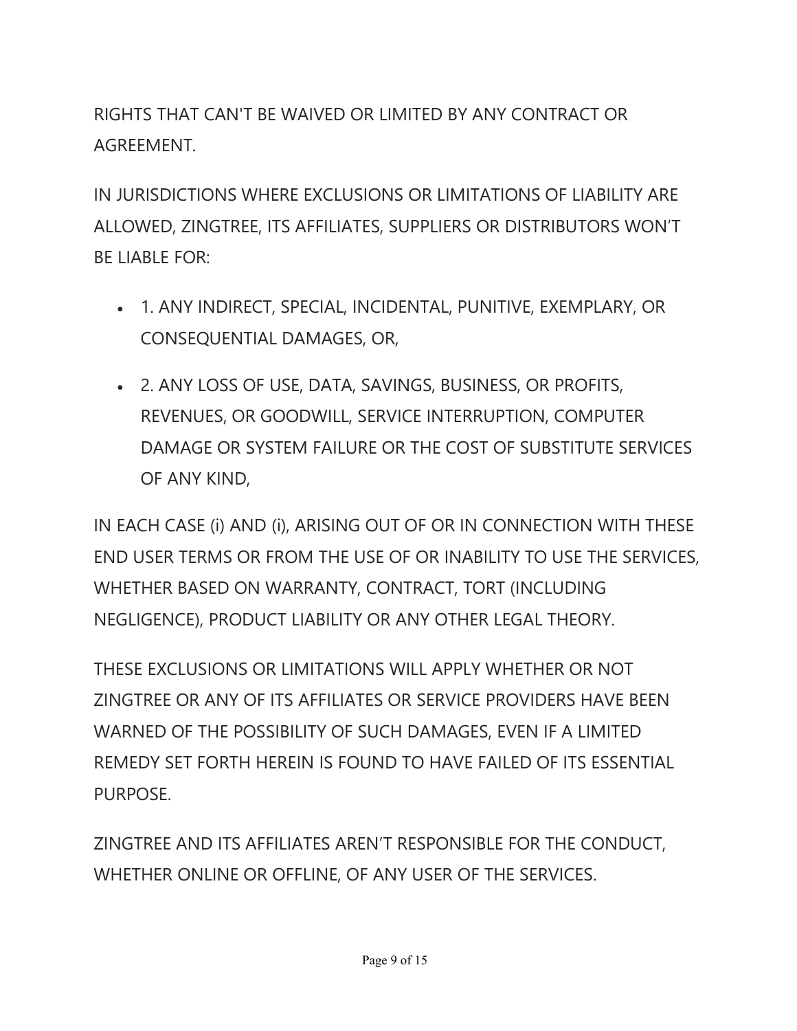RIGHTS THAT CAN'T BE WAIVED OR LIMITED BY ANY CONTRACT OR AGREEMENT.

IN JURISDICTIONS WHERE EXCLUSIONS OR LIMITATIONS OF LIABILITY ARE ALLOWED, ZINGTREE, ITS AFFILIATES, SUPPLIERS OR DISTRIBUTORS WON'T BE LIABLE FOR:

- 1. ANY INDIRECT, SPECIAL, INCIDENTAL, PUNITIVE, EXEMPLARY, OR CONSEQUENTIAL DAMAGES, OR,
- 2. ANY LOSS OF USE, DATA, SAVINGS, BUSINESS, OR PROFITS, REVENUES, OR GOODWILL, SERVICE INTERRUPTION, COMPUTER DAMAGE OR SYSTEM FAILURE OR THE COST OF SUBSTITUTE SERVICES OF ANY KIND,

IN EACH CASE (i) AND (i), ARISING OUT OF OR IN CONNECTION WITH THESE END USER TERMS OR FROM THE USE OF OR INABILITY TO USE THE SERVICES, WHETHER BASED ON WARRANTY, CONTRACT, TORT (INCLUDING NEGLIGENCE), PRODUCT LIABILITY OR ANY OTHER LEGAL THEORY.

THESE EXCLUSIONS OR LIMITATIONS WILL APPLY WHETHER OR NOT ZINGTREE OR ANY OF ITS AFFILIATES OR SERVICE PROVIDERS HAVE BEEN WARNED OF THE POSSIBILITY OF SUCH DAMAGES, EVEN IF A LIMITED REMEDY SET FORTH HEREIN IS FOUND TO HAVE FAILED OF ITS ESSENTIAL PURPOSE.

ZINGTREE AND ITS AFFILIATES AREN'T RESPONSIBLE FOR THE CONDUCT, WHETHER ONLINE OR OFFLINE, OF ANY USER OF THE SERVICES.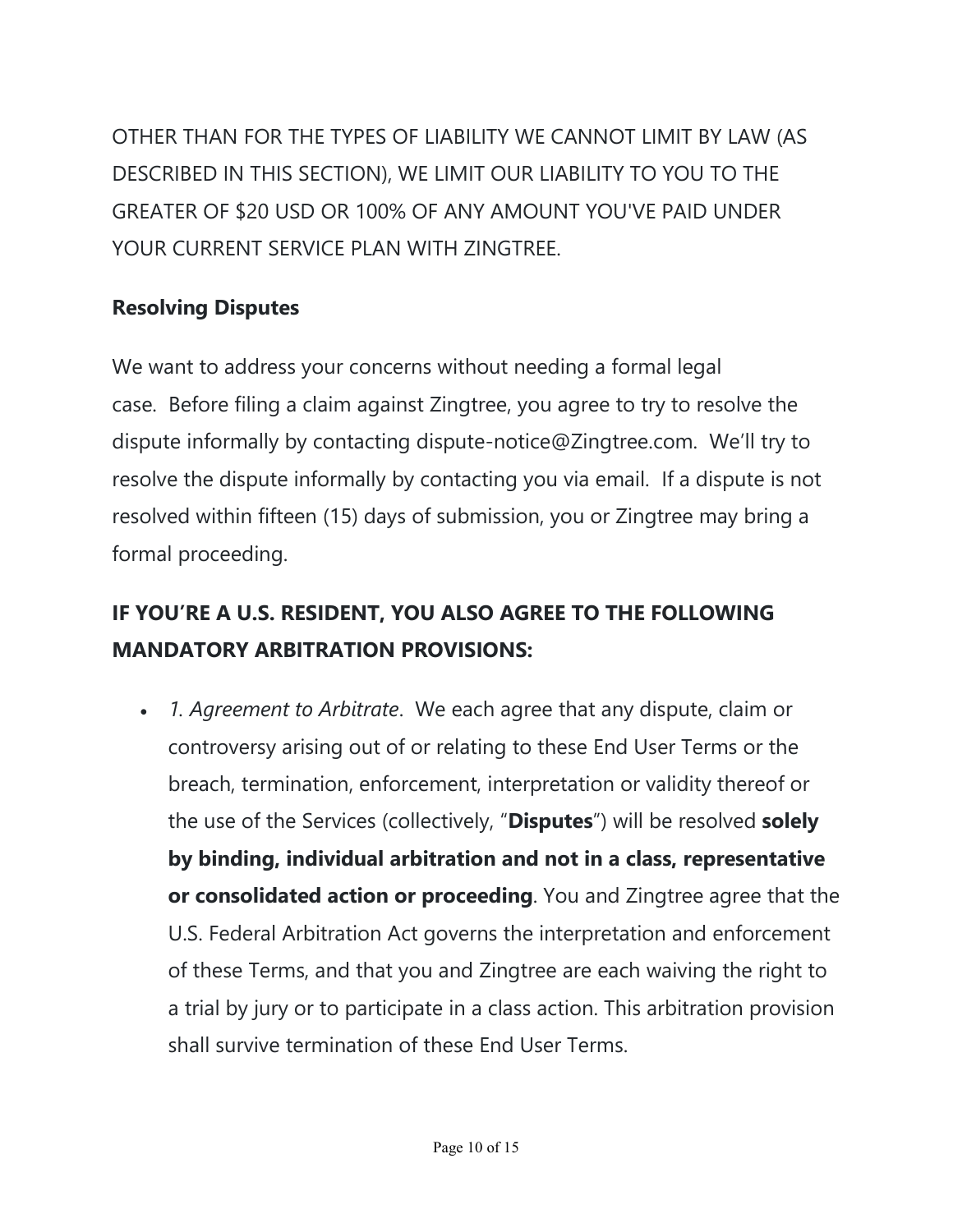OTHER THAN FOR THE TYPES OF LIABILITY WE CANNOT LIMIT BY LAW (AS DESCRIBED IN THIS SECTION), WE LIMIT OUR LIABILITY TO YOU TO THE GREATER OF $20 USD OR 100% OF ANY AMOUNT YOU'VE PAID UNDER YOUR CURRENT SERVICE PLAN WITH ZINGTREE.

**Resolving Disputes**

We want to address your concerns without needing a formal legal case.  Before filing a claim against Zingtree, you agree to try to resolve the dispute informally by contacting dispute-notice@Zingtree.com.  We'll try to resolve the dispute informally by contacting you via email.  If a dispute is not resolved within fifteen (15) days of submission, you or Zingtree may bring a formal proceeding.

## IF YOU'RE A U.S. RESIDENT, YOU ALSO AGREE TO THE FOLLOWING MANDATORY ARBITRATION PROVISIONS:

- *1. Agreement to Arbitrate*.  We each agree that any dispute, claim or controversy arising out of or relating to these End User Terms or the breach, termination, enforcement, interpretation or validity thereof or the use of the Services (collectively, "**Disputes**") will be resolved **solely by binding, individual arbitration and not in a class, representative or consolidated action or proceeding**. You and Zingtree agree that the U.S. Federal Arbitration Act governs the interpretation and enforcement of these Terms, and that you and Zingtree are each waiving the right to a trial by jury or to participate in a class action. This arbitration provision shall survive termination of these End User Terms.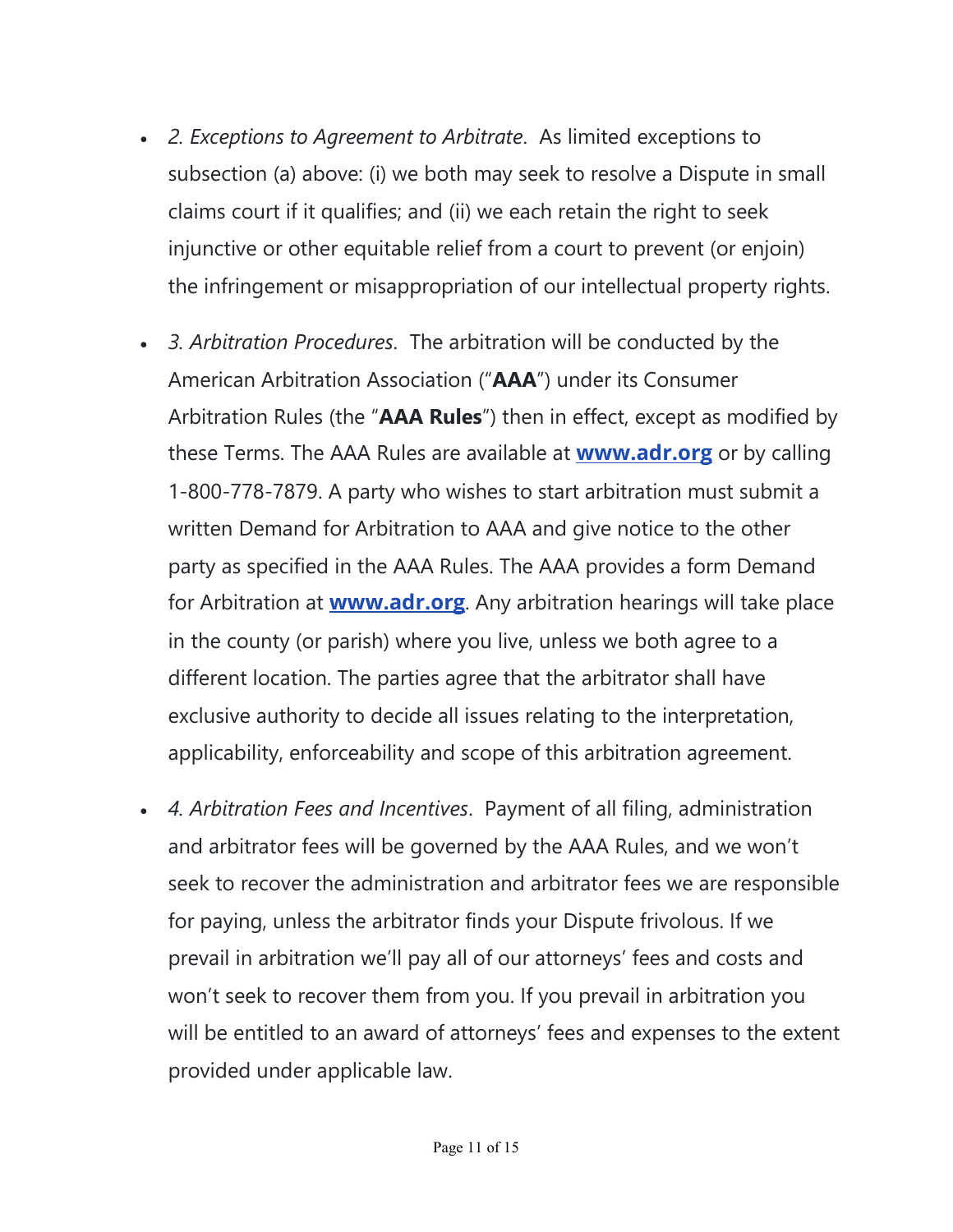- *2. Exceptions to Agreement to Arbitrate*. As limited exceptions to subsection (a) above: (i) we both may seek to resolve a Dispute in small claims court if it qualifies; and (ii) we each retain the right to seek injunctive or other equitable relief from a court to prevent (or enjoin) the infringement or misappropriation of our intellectual property rights.
- *3. Arbitration Procedures*. The arbitration will be conducted by the American Arbitration Association ("**AAA**") under its Consumer Arbitration Rules (the "**AAA Rules**") then in effect, except as modified by these Terms. The AAA Rules are available at **www.adr.org** or by calling 1-800-778-7879. A party who wishes to start arbitration must submit a written Demand for Arbitration to AAA and give notice to the other party as specified in the AAA Rules. The AAA provides a form Demand for Arbitration at **www.adr.org**. Any arbitration hearings will take place in the county (or parish) where you live, unless we both agree to a different location. The parties agree that the arbitrator shall have exclusive authority to decide all issues relating to the interpretation, applicability, enforceability and scope of this arbitration agreement.
- *4. Arbitration Fees and Incentives*. Payment of all filing, administration and arbitrator fees will be governed by the AAA Rules, and we won't seek to recover the administration and arbitrator fees we are responsible for paying, unless the arbitrator finds your Dispute frivolous. If we prevail in arbitration we'll pay all of our attorneys' fees and costs and won't seek to recover them from you. If you prevail in arbitration you will be entitled to an award of attorneys' fees and expenses to the extent provided under applicable law.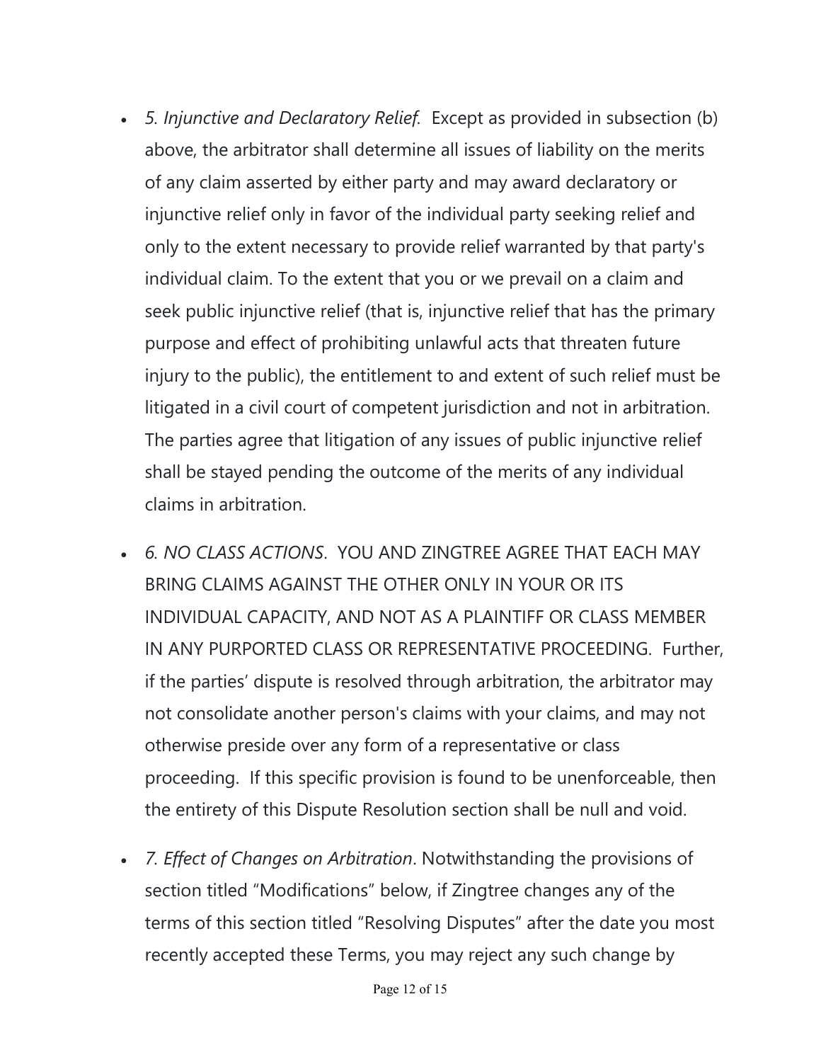- *5. Injunctive and Declaratory Relief*. Except as provided in subsection (b) above, the arbitrator shall determine all issues of liability on the merits of any claim asserted by either party and may award declaratory or injunctive relief only in favor of the individual party seeking relief and only to the extent necessary to provide relief warranted by that party's individual claim. To the extent that you or we prevail on a claim and seek public injunctive relief (that is, injunctive relief that has the primary purpose and effect of prohibiting unlawful acts that threaten future injury to the public), the entitlement to and extent of such relief must be litigated in a civil court of competent jurisdiction and not in arbitration. The parties agree that litigation of any issues of public injunctive relief shall be stayed pending the outcome of the merits of any individual claims in arbitration.

- *6. NO CLASS ACTIONS*. YOU AND ZINGTREE AGREE THAT EACH MAY BRING CLAIMS AGAINST THE OTHER ONLY IN YOUR OR ITS INDIVIDUAL CAPACITY, AND NOT AS A PLAINTIFF OR CLASS MEMBER IN ANY PURPORTED CLASS OR REPRESENTATIVE PROCEEDING. Further, if the parties' dispute is resolved through arbitration, the arbitrator may not consolidate another person's claims with your claims, and may not otherwise preside over any form of a representative or class proceeding. If this specific provision is found to be unenforceable, then the entirety of this Dispute Resolution section shall be null and void.

- *7. Effect of Changes on Arbitration*. Notwithstanding the provisions of section titled "Modifications" below, if Zingtree changes any of the terms of this section titled "Resolving Disputes" after the date you most recently accepted these Terms, you may reject any such change by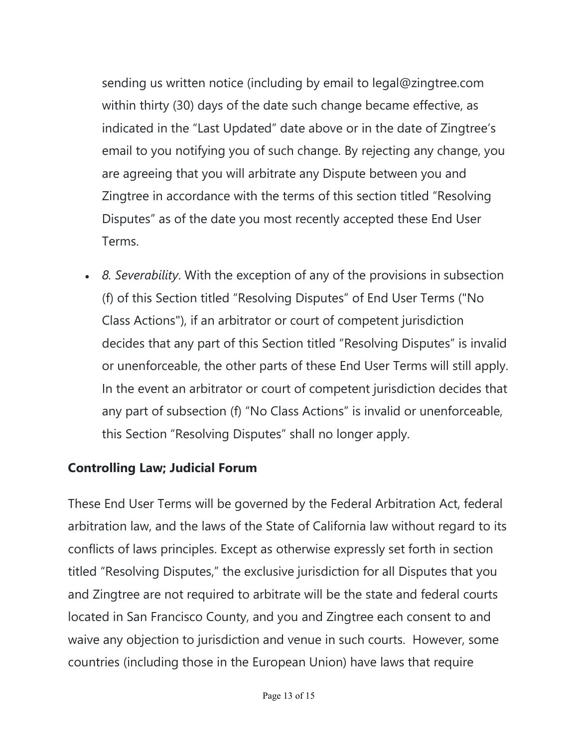sending us written notice (including by email to legal@zingtree.com within thirty (30) days of the date such change became effective, as indicated in the "Last Updated" date above or in the date of Zingtree's email to you notifying you of such change. By rejecting any change, you are agreeing that you will arbitrate any Dispute between you and Zingtree in accordance with the terms of this section titled "Resolving Disputes" as of the date you most recently accepted these End User Terms.

- *8. Severability*. With the exception of any of the provisions in subsection (f) of this Section titled "Resolving Disputes" of End User Terms ("No Class Actions"), if an arbitrator or court of competent jurisdiction decides that any part of this Section titled "Resolving Disputes" is invalid or unenforceable, the other parts of these End User Terms will still apply. In the event an arbitrator or court of competent jurisdiction decides that any part of subsection (f) "No Class Actions" is invalid or unenforceable, this Section "Resolving Disputes" shall no longer apply.

**Controlling Law; Judicial Forum**

These End User Terms will be governed by the Federal Arbitration Act, federal arbitration law, and the laws of the State of California law without regard to its conflicts of laws principles. Except as otherwise expressly set forth in section titled "Resolving Disputes," the exclusive jurisdiction for all Disputes that you and Zingtree are not required to arbitrate will be the state and federal courts located in San Francisco County, and you and Zingtree each consent to and waive any objection to jurisdiction and venue in such courts. However, some countries (including those in the European Union) have laws that require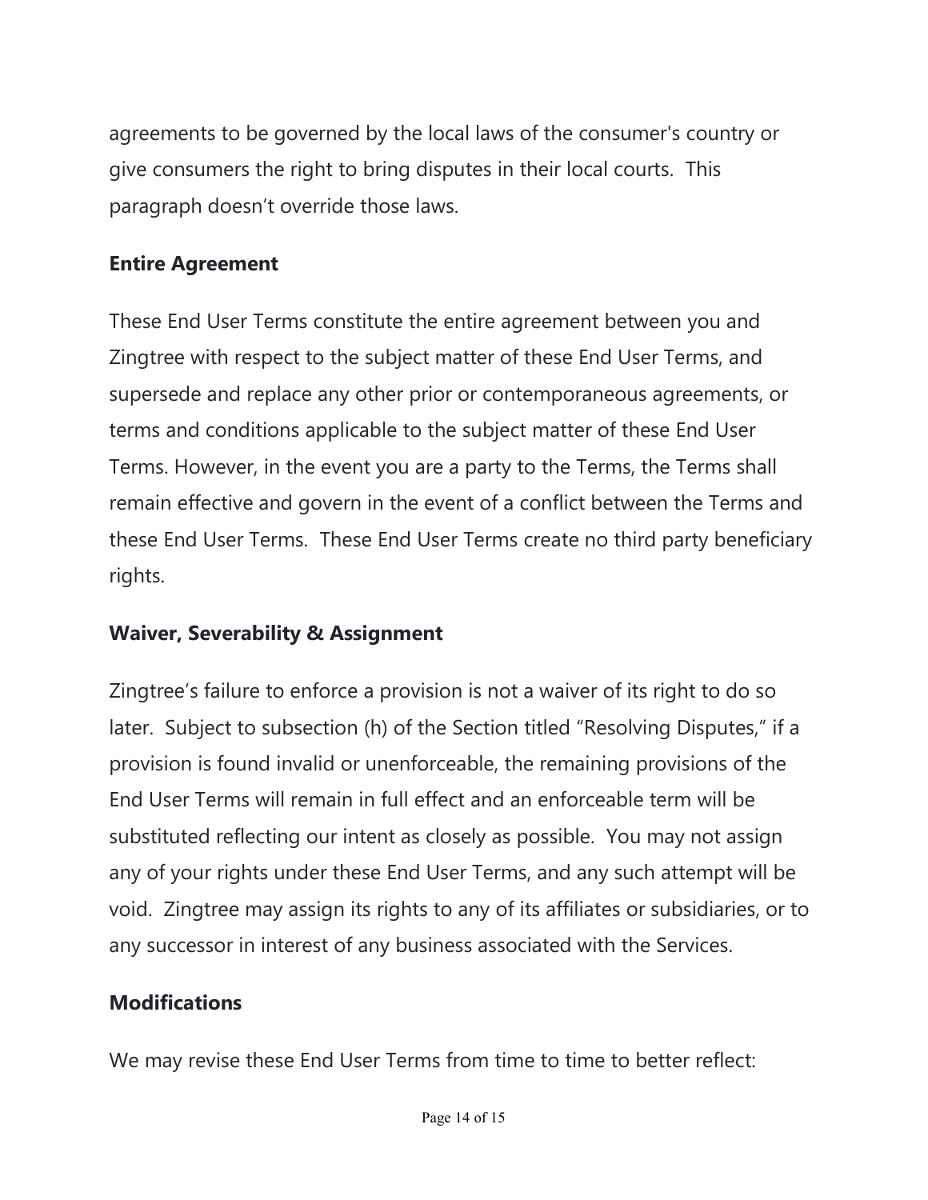agreements to be governed by the local laws of the consumer's country or give consumers the right to bring disputes in their local courts.  This paragraph doesn't override those laws.

**Entire Agreement**

These End User Terms constitute the entire agreement between you and Zingtree with respect to the subject matter of these End User Terms, and supersede and replace any other prior or contemporaneous agreements, or terms and conditions applicable to the subject matter of these End User Terms. However, in the event you are a party to the Terms, the Terms shall remain effective and govern in the event of a conflict between the Terms and these End User Terms.  These End User Terms create no third party beneficiary rights.

**Waiver, Severability & Assignment**

Zingtree's failure to enforce a provision is not a waiver of its right to do so later.  Subject to subsection (h) of the Section titled "Resolving Disputes," if a provision is found invalid or unenforceable, the remaining provisions of the End User Terms will remain in full effect and an enforceable term will be substituted reflecting our intent as closely as possible.  You may not assign any of your rights under these End User Terms, and any such attempt will be void.  Zingtree may assign its rights to any of its affiliates or subsidiaries, or to any successor in interest of any business associated with the Services.

**Modifications**

We may revise these End User Terms from time to time to better reflect: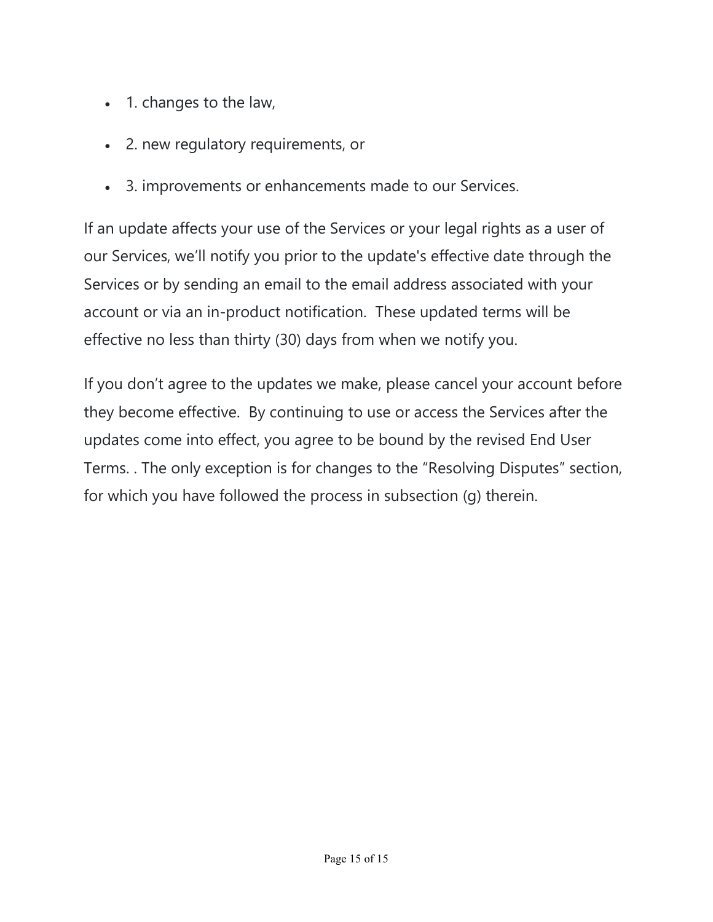- 1. changes to the law,
- 2. new regulatory requirements, or
- 3. improvements or enhancements made to our Services.

If an update affects your use of the Services or your legal rights as a user of our Services, we'll notify you prior to the update's effective date through the Services or by sending an email to the email address associated with your account or via an in-product notification.  These updated terms will be effective no less than thirty (30) days from when we notify you.

If you don't agree to the updates we make, please cancel your account before they become effective.  By continuing to use or access the Services after the updates come into effect, you agree to be bound by the revised End User Terms. . The only exception is for changes to the "Resolving Disputes" section, for which you have followed the process in subsection (g) therein.